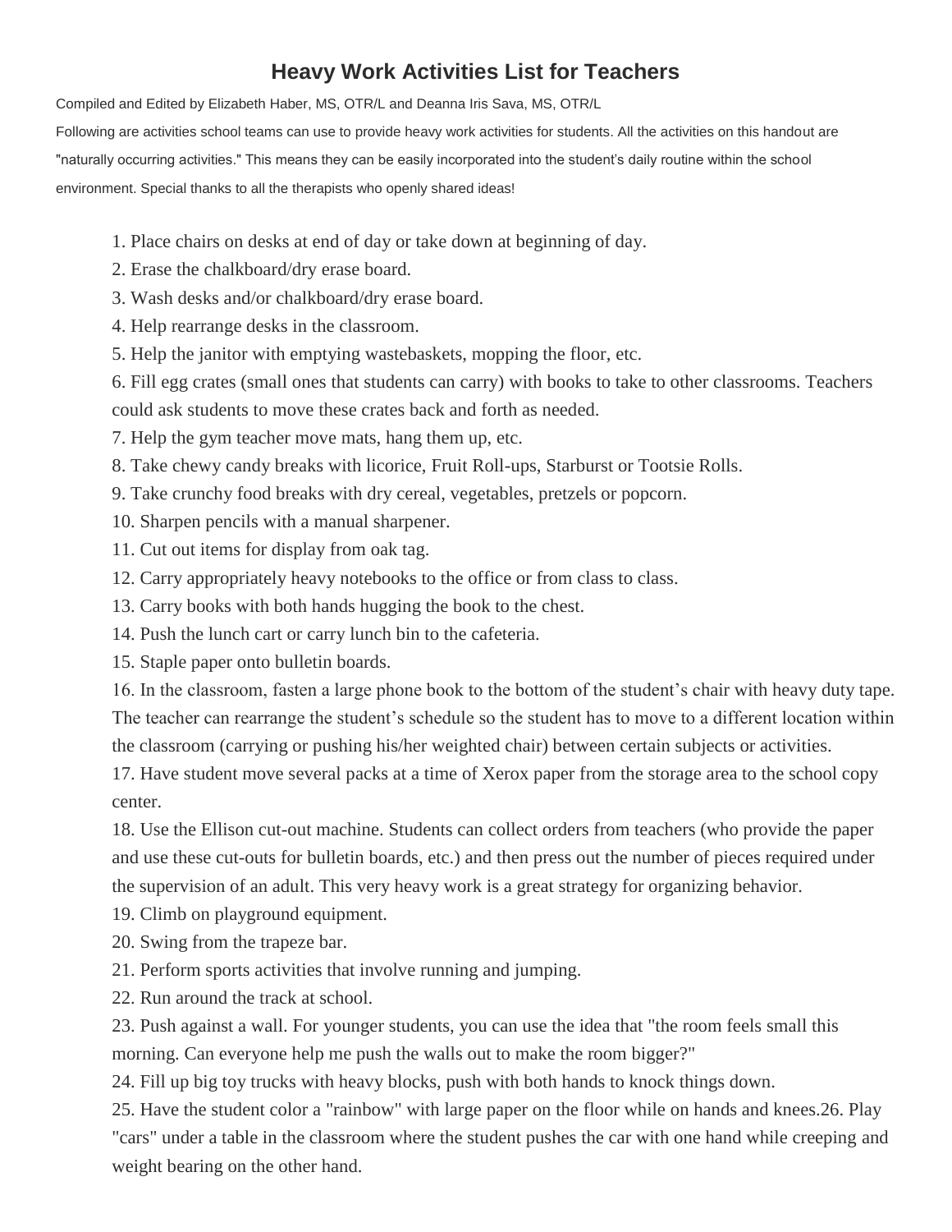# Heavy Work Activities List for Teachers

Compiled and Edited by Elizabeth Haber, MS, OTR/L and Deanna Iris Sava, MS, OTR/L

Following are activities school teams can use to provide heavy work activities for students. All the activities on this handout are "naturally occurring activities." This means they can be easily incorporated into the student's daily routine within the school environment. Special thanks to all the therapists who openly shared ideas!

1. Place chairs on desks at end of day or take down at beginning of day.
2. Erase the chalkboard/dry erase board.
3. Wash desks and/or chalkboard/dry erase board.
4. Help rearrange desks in the classroom.
5. Help the janitor with emptying wastebaskets, mopping the floor, etc.
6. Fill egg crates (small ones that students can carry) with books to take to other classrooms. Teachers could ask students to move these crates back and forth as needed.
7. Help the gym teacher move mats, hang them up, etc.
8. Take chewy candy breaks with licorice, Fruit Roll-ups, Starburst or Tootsie Rolls.
9. Take crunchy food breaks with dry cereal, vegetables, pretzels or popcorn.
10. Sharpen pencils with a manual sharpener.
11. Cut out items for display from oak tag.
12. Carry appropriately heavy notebooks to the office or from class to class.
13. Carry books with both hands hugging the book to the chest.
14. Push the lunch cart or carry lunch bin to the cafeteria.
15. Staple paper onto bulletin boards.
16. In the classroom, fasten a large phone book to the bottom of the student's chair with heavy duty tape. The teacher can rearrange the student's schedule so the student has to move to a different location within the classroom (carrying or pushing his/her weighted chair) between certain subjects or activities.
17. Have student move several packs at a time of Xerox paper from the storage area to the school copy center.
18. Use the Ellison cut-out machine. Students can collect orders from teachers (who provide the paper and use these cut-outs for bulletin boards, etc.) and then press out the number of pieces required under the supervision of an adult. This very heavy work is a great strategy for organizing behavior.
19. Climb on playground equipment.
20. Swing from the trapeze bar.
21. Perform sports activities that involve running and jumping.
22. Run around the track at school.
23. Push against a wall. For younger students, you can use the idea that "the room feels small this morning. Can everyone help me push the walls out to make the room bigger?"
24. Fill up big toy trucks with heavy blocks, push with both hands to knock things down.
25. Have the student color a "rainbow" with large paper on the floor while on hands and knees.
26. Play "cars" under a table in the classroom where the student pushes the car with one hand while creeping and weight bearing on the other hand.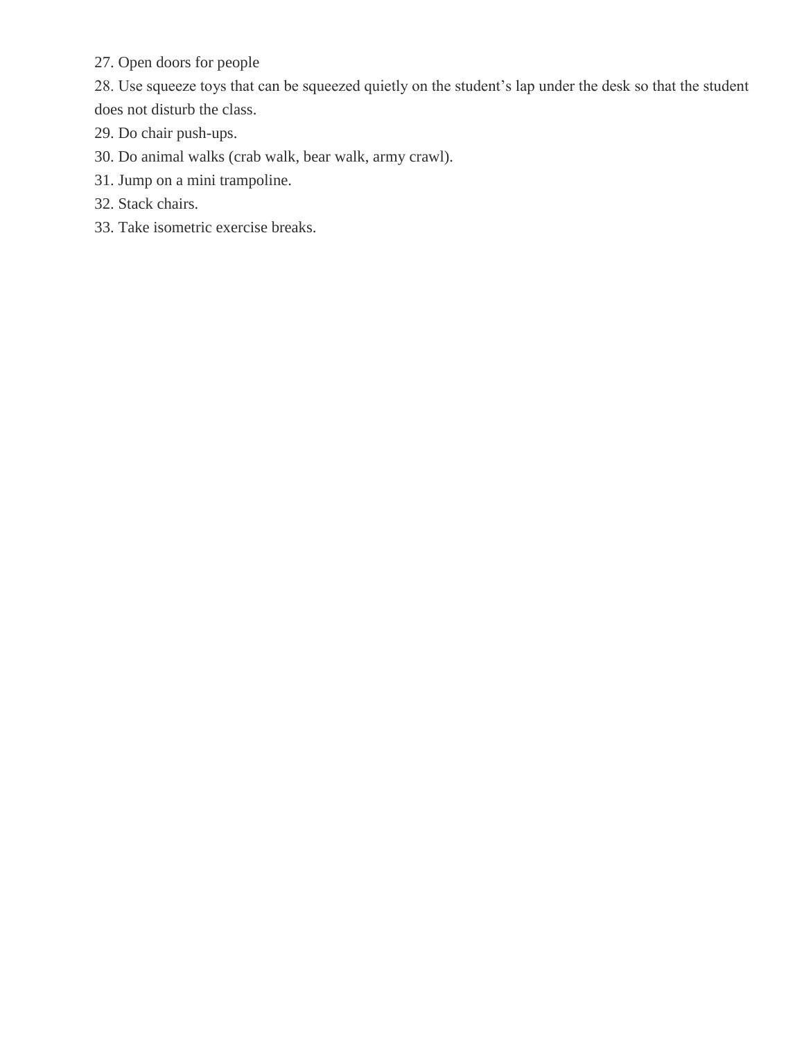27. Open doors for people
28. Use squeeze toys that can be squeezed quietly on the student's lap under the desk so that the student does not disturb the class.
29. Do chair push-ups.
30. Do animal walks (crab walk, bear walk, army crawl).
31. Jump on a mini trampoline.
32. Stack chairs.
33. Take isometric exercise breaks.